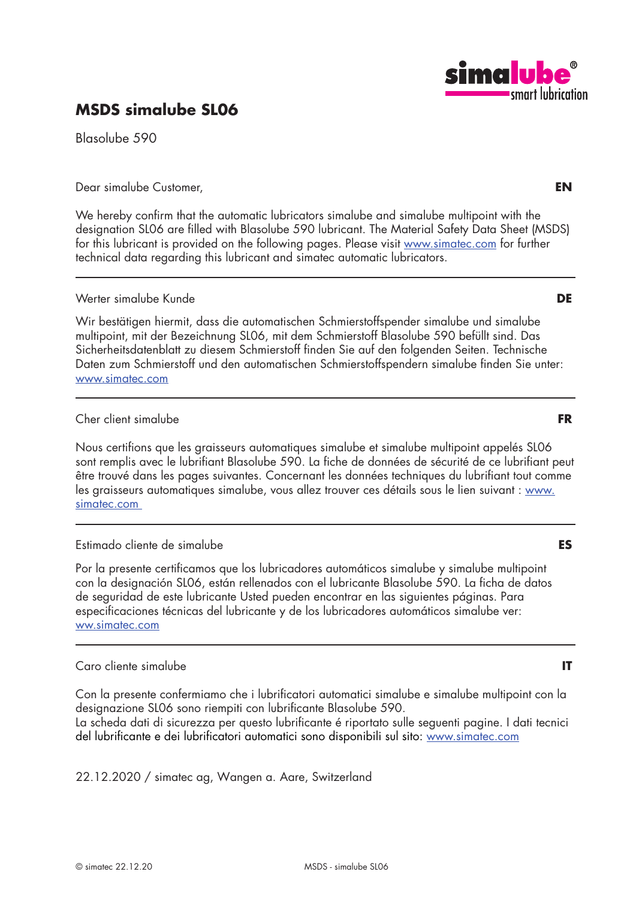simalube®
smart lubrication

# MSDS simalube SL06

Blasolube 590

Dear simalube Customer, **EN**

We hereby confirm that the automatic lubricators simalube and simalube multipoint with the designation SL06 are filled with Blasolube 590 lubricant. The Material Safety Data Sheet (MSDS) for this lubricant is provided on the following pages. Please visit www.simatec.com for further technical data regarding this lubricant and simatec automatic lubricators.

---

Werter simalube Kunde **DE**

Wir bestätigen hiermit, dass die automatischen Schmierstoffspender simalube und simalube multipoint, mit der Bezeichnung SL06, mit dem Schmierstoff Blasolube 590 befüllt sind. Das Sicherheitsdatenblatt zu diesem Schmierstoff finden Sie auf den folgenden Seiten. Technische Daten zum Schmierstoff und den automatischen Schmierstoffspendern simalube finden Sie unter: www.simatec.com

---

Cher client simalube **FR**

Nous certifions que les graisseurs automatiques simalube et simalube multipoint appelés SL06 sont remplis avec le lubrifiant Blasolube 590. La fiche de données de sécurité de ce lubrifiant peut être trouvé dans les pages suivantes. Concernant les données techniques du lubrifiant tout comme les graisseurs automatiques simalube, vous allez trouver ces détails sous le lien suivant : www.simatec.com

---

Estimado cliente de simalube **ES**

Por la presente certificamos que los lubricadores automáticos simalube y simalube multipoint con la designación SL06, están rellenados con el lubricante Blasolube 590. La ficha de datos de seguridad de este lubricante Usted pueden encontrar en las siguientes páginas. Para especificaciones técnicas del lubricante y de los lubricadores automáticos simalube ver: ww.simatec.com

---

Caro cliente simalube **IT**

Con la presente confermiamo che i lubrificatori automatici simalube e simalube multipoint con la designazione SL06 sono riempiti con lubrificante Blasolube 590.
La scheda dati di sicurezza per questo lubrificante é riportato sulle seguenti pagine. I dati tecnici del lubrificante e dei lubrificatori automatici sono disponibili sul sito: www.simatec.com

22.12.2020 / simatec ag, Wangen a. Aare, Switzerland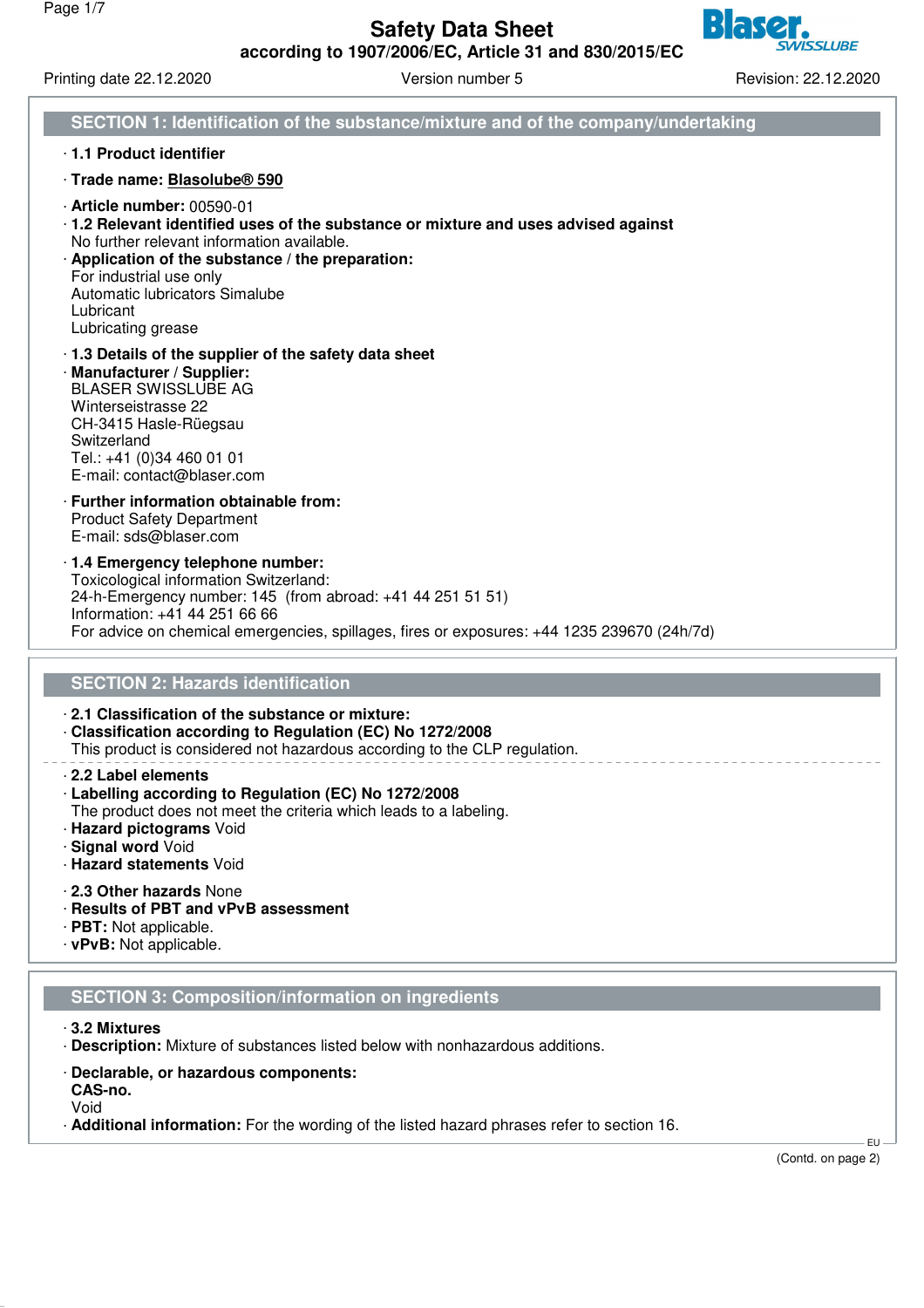# Safety Data Sheet

**according to 1907/2006/EC, Article 31 and 830/2015/EC**

Printing date 22.12.2020 Version number 5 Revision: 22.12.2020

## SECTION 1: Identification of the substance/mixture and of the company/undertaking

· **1.1 Product identifier**

· **Trade name: Blasolube® 590**

· **Article number:** 00590-01

· **1.2 Relevant identified uses of the substance or mixture and uses advised against**
No further relevant information available.

· **Application of the substance / the preparation:**
For industrial use only
Automatic lubricators Simalube
Lubricant
Lubricating grease

· **1.3 Details of the supplier of the safety data sheet**

· **Manufacturer / Supplier:**
BLASER SWISSLUBE AG
Winterseistrasse 22
CH-3415 Hasle-Rüegsau
Switzerland
Tel.: +41 (0)34 460 01 01
E-mail: contact@blaser.com

· **Further information obtainable from:**
Product Safety Department
E-mail: sds@blaser.com

· **1.4 Emergency telephone number:**
Toxicological information Switzerland:
24-h-Emergency number: 145 (from abroad: +41 44 251 51 51)
Information: +41 44 251 66 66
For advice on chemical emergencies, spillages, fires or exposures: +44 1235 239670 (24h/7d)

## SECTION 2: Hazards identification

· **2.1 Classification of the substance or mixture:**

· **Classification according to Regulation (EC) No 1272/2008**
This product is considered not hazardous according to the CLP regulation.

· **2.2 Label elements**

· **Labelling according to Regulation (EC) No 1272/2008**
The product does not meet the criteria which leads to a labeling.

· **Hazard pictograms** Void

· **Signal word** Void

· **Hazard statements** Void

· **2.3 Other hazards** None

· **Results of PBT and vPvB assessment**

· **PBT:** Not applicable.

· **vPvB:** Not applicable.

## SECTION 3: Composition/information on ingredients

· **3.2 Mixtures**

· **Description:** Mixture of substances listed below with nonhazardous additions.

· **Declarable, or hazardous components:**
**CAS-no.**
Void

· **Additional information:** For the wording of the listed hazard phrases refer to section 16.

(Contd. on page 2)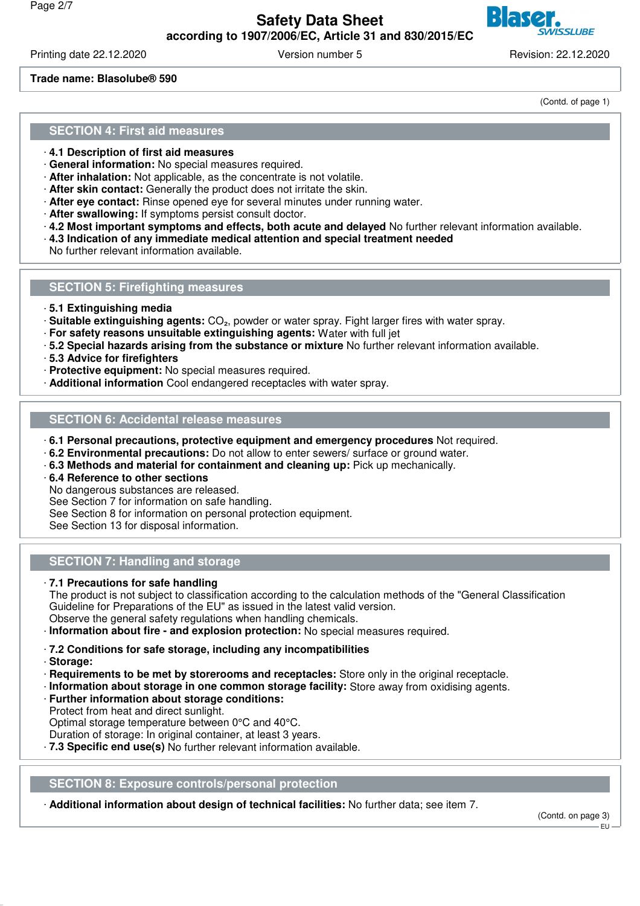**Trade name: Blasolube® 590**

(Contd. of page 1)

## SECTION 4: First aid measures

- **4.1 Description of first aid measures**
- **General information:** No special measures required.
- **After inhalation:** Not applicable, as the concentrate is not volatile.
- **After skin contact:** Generally the product does not irritate the skin.
- **After eye contact:** Rinse opened eye for several minutes under running water.
- **After swallowing:** If symptoms persist consult doctor.
- **4.2 Most important symptoms and effects, both acute and delayed** No further relevant information available.
- **4.3 Indication of any immediate medical attention and special treatment needed**
  No further relevant information available.

## SECTION 5: Firefighting measures

- **5.1 Extinguishing media**
- **Suitable extinguishing agents:** $CO_2$, powder or water spray. Fight larger fires with water spray.
- **For safety reasons unsuitable extinguishing agents:** Water with full jet
- **5.2 Special hazards arising from the substance or mixture** No further relevant information available.
- **5.3 Advice for firefighters**
- **Protective equipment:** No special measures required.
- **Additional information** Cool endangered receptacles with water spray.

## SECTION 6: Accidental release measures

- **6.1 Personal precautions, protective equipment and emergency procedures** Not required.
- **6.2 Environmental precautions:** Do not allow to enter sewers/ surface or ground water.
- **6.3 Methods and material for containment and cleaning up:** Pick up mechanically.
- **6.4 Reference to other sections**
  No dangerous substances are released.
  See Section 7 for information on safe handling.
  See Section 8 for information on personal protection equipment.
  See Section 13 for disposal information.

## SECTION 7: Handling and storage

- **7.1 Precautions for safe handling**
  The product is not subject to classification according to the calculation methods of the "General Classification Guideline for Preparations of the EU" as issued in the latest valid version.
  Observe the general safety regulations when handling chemicals.
- **Information about fire - and explosion protection:** No special measures required.
- **7.2 Conditions for safe storage, including any incompatibilities**
- **Storage:**
- **Requirements to be met by storerooms and receptacles:** Store only in the original receptacle.
- **Information about storage in one common storage facility:** Store away from oxidising agents.
- **Further information about storage conditions:**
  Protect from heat and direct sunlight.
  Optimal storage temperature between 0°C and 40°C.
  Duration of storage: In original container, at least 3 years.
- **7.3 Specific end use(s)** No further relevant information available.

## SECTION 8: Exposure controls/personal protection

- **Additional information about design of technical facilities:** No further data; see item 7.

(Contd. on page 3)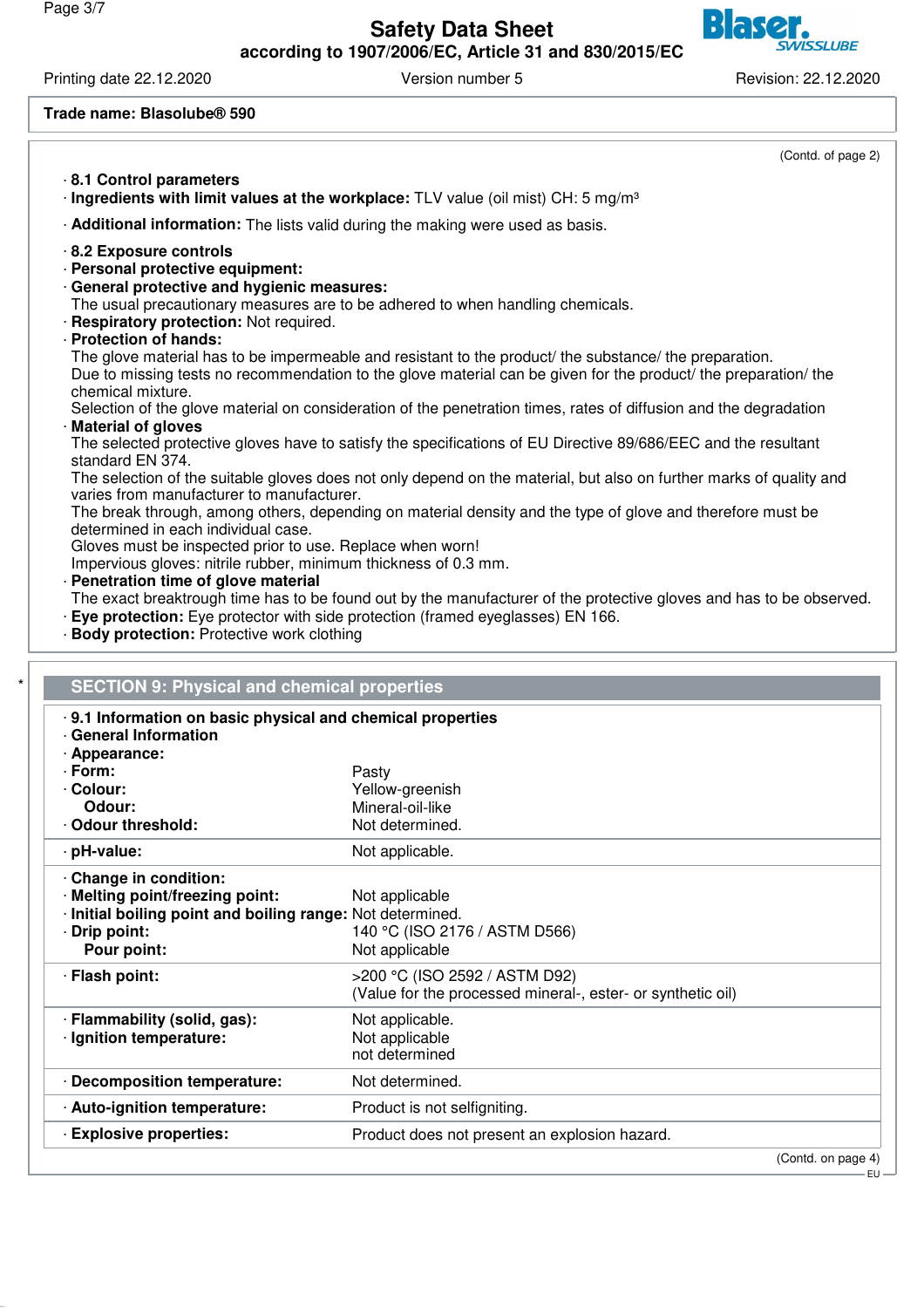Trade name: Blasolube® 590

(Contd. of page 2)

· **8.1 Control parameters**
· **Ingredients with limit values at the workplace:** TLV value (oil mist) CH: 5 mg/m³

· **Additional information:** The lists valid during the making were used as basis.

· **8.2 Exposure controls**
· **Personal protective equipment:**
· **General protective and hygienic measures:**
The usual precautionary measures are to be adhered to when handling chemicals.
· **Respiratory protection:** Not required.
· **Protection of hands:**
The glove material has to be impermeable and resistant to the product/ the substance/ the preparation.
Due to missing tests no recommendation to the glove material can be given for the product/ the preparation/ the chemical mixture.
Selection of the glove material on consideration of the penetration times, rates of diffusion and the degradation
· **Material of gloves**
The selected protective gloves have to satisfy the specifications of EU Directive 89/686/EEC and the resultant standard EN 374.
The selection of the suitable gloves does not only depend on the material, but also on further marks of quality and varies from manufacturer to manufacturer.
The break through, among others, depending on material density and the type of glove and therefore must be determined in each individual case.
Gloves must be inspected prior to use. Replace when worn!
Impervious gloves: nitrile rubber, minimum thickness of 0.3 mm.
· **Penetration time of glove material**
The exact breaktrough time has to be found out by the manufacturer of the protective gloves and has to be observed.
· **Eye protection:** Eye protector with side protection (framed eyeglasses) EN 166.
· **Body protection:** Protective work clothing

\*

## SECTION 9: Physical and chemical properties

| | |
|---|---|
| · **9.1 Information on basic physical and chemical properties** | |
| · **General Information** | |
| · **Appearance:** | |
| · **Form:** | Pasty |
| · **Colour:** | Yellow-greenish |
| **Odour:** | Mineral-oil-like |
| · **Odour threshold:** | Not determined. |
| · **pH-value:** | Not applicable. |
| · **Change in condition:** | |
| · **Melting point/freezing point:** | Not applicable |
| · **Initial boiling point and boiling range:** | Not determined. |
| · **Drip point:** | 140 °C (ISO 2176 / ASTM D566) |
| **Pour point:** | Not applicable |
| · **Flash point:** | >200 °C (ISO 2592 / ASTM D92) (Value for the processed mineral-, ester- or synthetic oil) |
| · **Flammability (solid, gas):** | Not applicable. |
| · **Ignition temperature:** | Not applicable not determined |
| · **Decomposition temperature:** | Not determined. |
| · **Auto-ignition temperature:** | Product is not selfigniting. |
| · **Explosive properties:** | Product does not present an explosion hazard. |

(Contd. on page 4)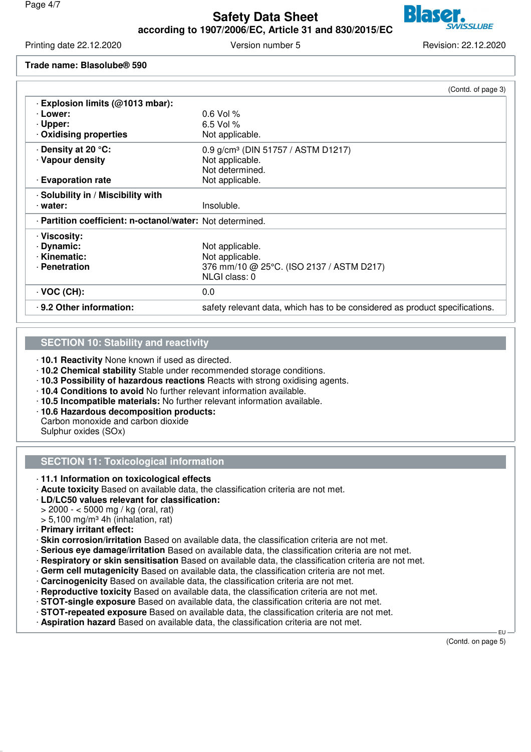**Trade name: Blasolube® 590**

(Contd. of page 3)

| | |
|---|---|
| · **Explosion limits (@1013 mbar):** | |
| · **Lower:** | 0.6 Vol % |
| · **Upper:** | 6.5 Vol % |
| · **Oxidising properties** | Not applicable. |
| · **Density at 20 °C:** | 0.9 g/cm³ (DIN 51757 / ASTM D1217) |
| · **Vapour density** | Not applicable. |
| | Not determined. |
| · **Evaporation rate** | Not applicable. |
| · **Solubility in / Miscibility with** | |
| · **water:** | Insoluble. |
| · **Partition coefficient: n-octanol/water:** | Not determined. |
| · **Viscosity:** | |
| · **Dynamic:** | Not applicable. |
| · **Kinematic:** | Not applicable. |
| · **Penetration** | 376 mm/10 @ 25°C. (ISO 2137 / ASTM D217) |
| | NLGI class: 0 |
| · **VOC (CH):** | 0.0 |
| · **9.2 Other information:** | safety relevant data, which has to be considered as product specifications. |

## SECTION 10: Stability and reactivity

· **10.1 Reactivity** None known if used as directed.
· **10.2 Chemical stability** Stable under recommended storage conditions.
· **10.3 Possibility of hazardous reactions** Reacts with strong oxidising agents.
· **10.4 Conditions to avoid** No further relevant information available.
· **10.5 Incompatible materials:** No further relevant information available.
· **10.6 Hazardous decomposition products:**
Carbon monoxide and carbon dioxide
Sulphur oxides (SOx)

## SECTION 11: Toxicological information

· **11.1 Information on toxicological effects**
· **Acute toxicity** Based on available data, the classification criteria are not met.
· **LD/LC50 values relevant for classification:**
> 2000 - < 5000 mg / kg (oral, rat)
> 5,100 mg/m³ 4h (inhalation, rat)
· **Primary irritant effect:**
· **Skin corrosion/irritation** Based on available data, the classification criteria are not met.
· **Serious eye damage/irritation** Based on available data, the classification criteria are not met.
· **Respiratory or skin sensitisation** Based on available data, the classification criteria are not met.
· **Germ cell mutagenicity** Based on available data, the classification criteria are not met.
· **Carcinogenicity** Based on available data, the classification criteria are not met.
· **Reproductive toxicity** Based on available data, the classification criteria are not met.
· **STOT-single exposure** Based on available data, the classification criteria are not met.
· **STOT-repeated exposure** Based on available data, the classification criteria are not met.
· **Aspiration hazard** Based on available data, the classification criteria are not met.

(Contd. on page 5)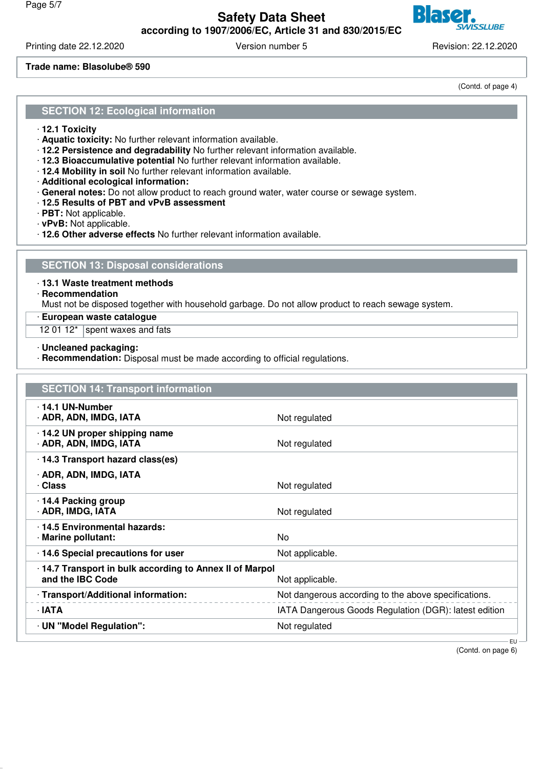Trade name: Blasolube® 590

(Contd. of page 4)

## SECTION 12: Ecological information

- **12.1 Toxicity**
- **Aquatic toxicity:** No further relevant information available.
- **12.2 Persistence and degradability** No further relevant information available.
- **12.3 Bioaccumulative potential** No further relevant information available.
- **12.4 Mobility in soil** No further relevant information available.
- **Additional ecological information:**
- **General notes:** Do not allow product to reach ground water, water course or sewage system.
- **12.5 Results of PBT and vPvB assessment**
- **PBT:** Not applicable.
- **vPvB:** Not applicable.
- **12.6 Other adverse effects** No further relevant information available.

## SECTION 13: Disposal considerations

- **13.1 Waste treatment methods**
- **Recommendation**

  Must not be disposed together with household garbage. Do not allow product to reach sewage system.

| · European waste catalogue | |
|---|---|
| 12 01 12* | spent waxes and fats |

- **Uncleaned packaging:**
- **Recommendation:** Disposal must be made according to official regulations.

## SECTION 14: Transport information

| | |
|---|---|
| · **14.1 UN-Number**<br>· **ADR, ADN, IMDG, IATA** | Not regulated |
| · **14.2 UN proper shipping name**<br>· **ADR, ADN, IMDG, IATA** | Not regulated |
| · **14.3 Transport hazard class(es)**<br>· **ADR, ADN, IMDG, IATA**<br>· **Class** | Not regulated |
| · **14.4 Packing group**<br>· **ADR, IMDG, IATA** | Not regulated |
| · **14.5 Environmental hazards:**<br>· **Marine pollutant:** | No |
| · **14.6 Special precautions for user** | Not applicable. |
| · **14.7 Transport in bulk according to Annex II of Marpol and the IBC Code** | Not applicable. |
| · **Transport/Additional information:** | Not dangerous according to the above specifications. |
| · **IATA** | IATA Dangerous Goods Regulation (DGR): latest edition |
| · **UN "Model Regulation":** | Not regulated |

(Contd. on page 6)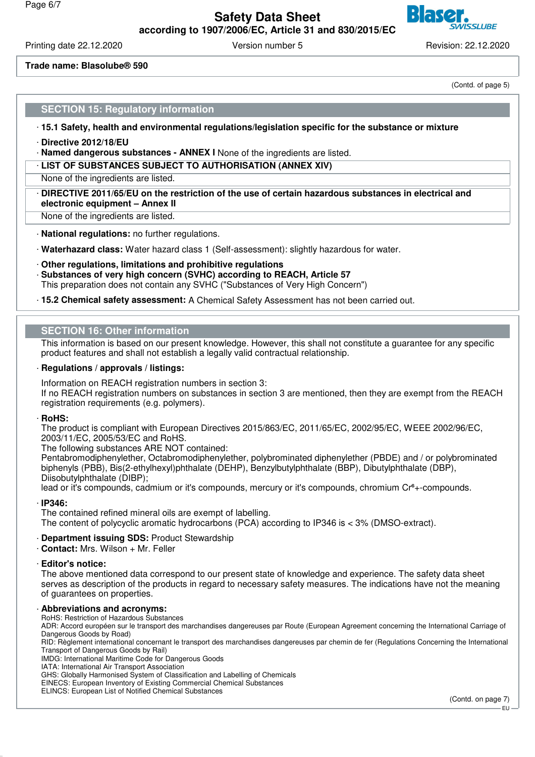Trade name: Blasolube® 590

(Contd. of page 5)

## SECTION 15: Regulatory information

· **15.1 Safety, health and environmental regulations/legislation specific for the substance or mixture**

· **Directive 2012/18/EU**

· **Named dangerous substances - ANNEX I** None of the ingredients are listed.

· **LIST OF SUBSTANCES SUBJECT TO AUTHORISATION (ANNEX XIV)**

None of the ingredients are listed.

· **DIRECTIVE 2011/65/EU on the restriction of the use of certain hazardous substances in electrical and electronic equipment – Annex II**

None of the ingredients are listed.

· **National regulations:** no further regulations.

· **Waterhazard class:** Water hazard class 1 (Self-assessment): slightly hazardous for water.

· **Other regulations, limitations and prohibitive regulations**

· **Substances of very high concern (SVHC) according to REACH, Article 57**

This preparation does not contain any SVHC ("Substances of Very High Concern")

· **15.2 Chemical safety assessment:** A Chemical Safety Assessment has not been carried out.

## SECTION 16: Other information

This information is based on our present knowledge. However, this shall not constitute a guarantee for any specific product features and shall not establish a legally valid contractual relationship.

· **Regulations / approvals / listings:**

Information on REACH registration numbers in section 3:
If no REACH registration numbers on substances in section 3 are mentioned, then they are exempt from the REACH registration requirements (e.g. polymers).

· **RoHS:**

The product is compliant with European Directives 2015/863/EC, 2011/65/EC, 2002/95/EC, WEEE 2002/96/EC, 2003/11/EC, 2005/53/EC and RoHS.
The following substances ARE NOT contained:
Pentabromodiphenylether, Octabromodiphenylether, polybrominated diphenylether (PBDE) and / or polybrominated biphenyls (PBB), Bis(2-ethylhexyl)phthalate (DEHP), Benzylbutylphthalate (BBP), Dibutylphthalate (DBP), Diisobutylphthalate (DIBP);
lead or it's compounds, cadmium or it's compounds, mercury or it's compounds, chromium $Cr^{6+}$-compounds.

· **IP346:**

The contained refined mineral oils are exempt of labelling.
The content of polycyclic aromatic hydrocarbons (PCA) according to IP346 is < 3% (DMSO-extract).

· **Department issuing SDS:** Product Stewardship

· **Contact:** Mrs. Wilson + Mr. Feller

· **Editor's notice:**

The above mentioned data correspond to our present state of knowledge and experience. The safety data sheet serves as description of the products in regard to necessary safety measures. The indications have not the meaning of guarantees on properties.

· **Abbreviations and acronyms:**

RoHS: Restriction of Hazardous Substances
ADR: Accord européen sur le transport des marchandises dangereuses par Route (European Agreement concerning the International Carriage of Dangerous Goods by Road)
RID: Règlement international concernant le transport des marchandises dangereuses par chemin de fer (Regulations Concerning the International Transport of Dangerous Goods by Rail)
IMDG: International Maritime Code for Dangerous Goods
IATA: International Air Transport Association
GHS: Globally Harmonised System of Classification and Labelling of Chemicals
EINECS: European Inventory of Existing Commercial Chemical Substances
ELINCS: European List of Notified Chemical Substances

(Contd. on page 7)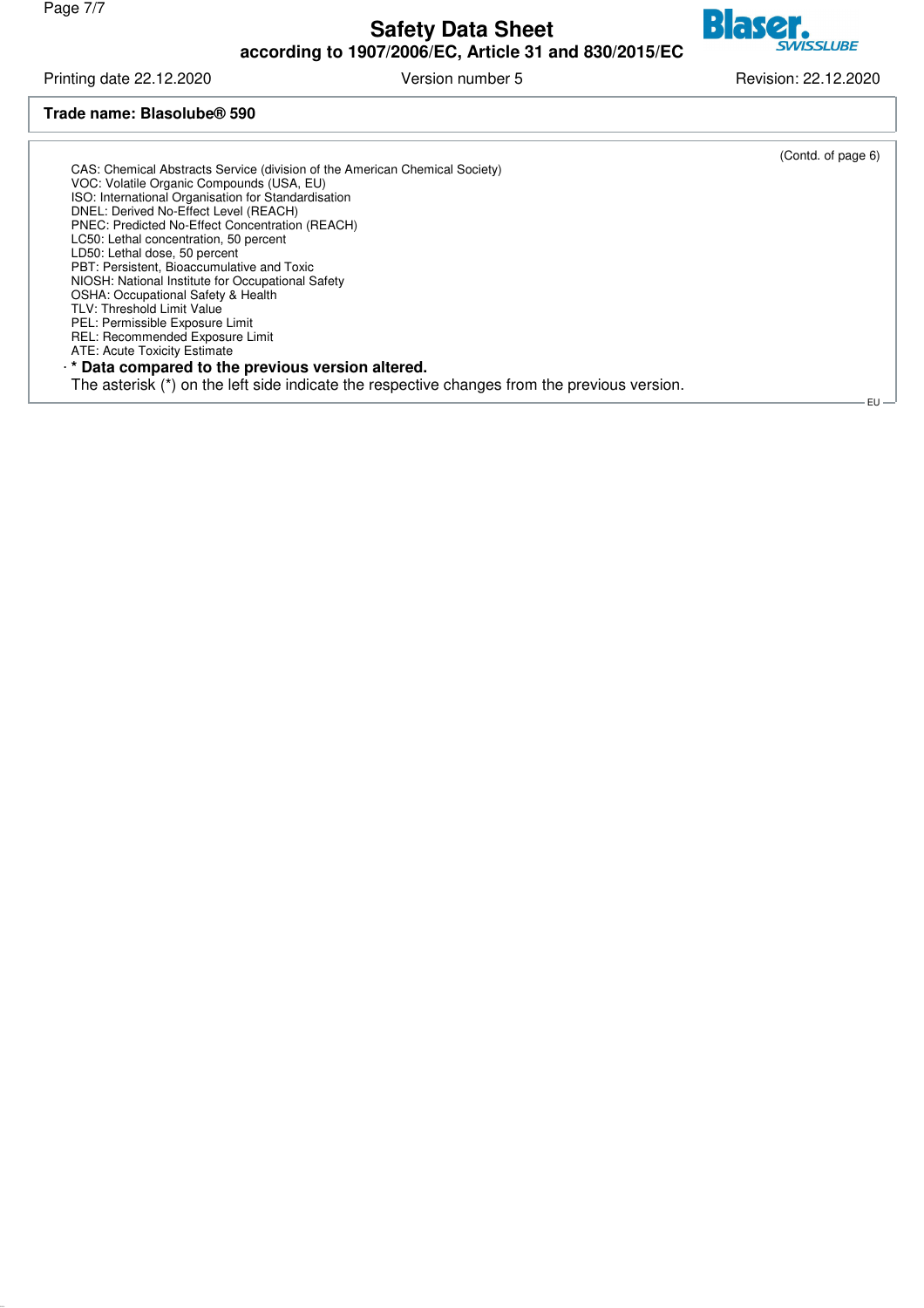(Contd. of page 6)

CAS: Chemical Abstracts Service (division of the American Chemical Society)
VOC: Volatile Organic Compounds (USA, EU)
ISO: International Organisation for Standardisation
DNEL: Derived No-Effect Level (REACH)
PNEC: Predicted No-Effect Concentration (REACH)
LC50: Lethal concentration, 50 percent
LD50: Lethal dose, 50 percent
PBT: Persistent, Bioaccumulative and Toxic
NIOSH: National Institute for Occupational Safety
OSHA: Occupational Safety & Health
TLV: Threshold Limit Value
PEL: Permissible Exposure Limit
REL: Recommended Exposure Limit
ATE: Acute Toxicity Estimate

· **\* Data compared to the previous version altered.**
The asterisk (\*) on the left side indicate the respective changes from the previous version.

EU